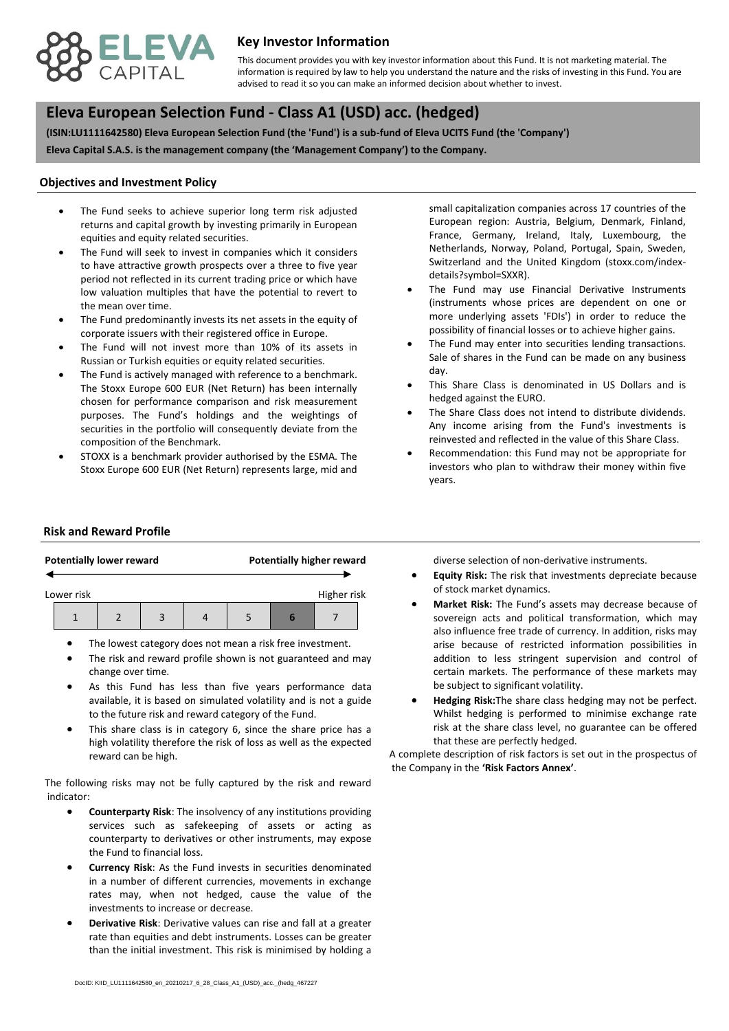# Key Investor Information

This document provides you with key investor information about this Fund. It is not marketing material. The information is required by law to help you understand the nature and the risks of investing in this Fund. You are advised to read it so you can make an informed decision about whether to invest.

## Eleva European Selection Fund - Class A1 (USD) acc. (hedged)

**(ISIN:LU1111642580) Eleva European Selection Fund (the 'Fund') is a sub-fund of Eleva UCITS Fund (the 'Company')**

**Eleva Capital S.A.S. is the management company (the 'Management Company') to the Company.**

### Objectives and Investment Policy

- The Fund seeks to achieve superior long term risk adjusted returns and capital growth by investing primarily in European equities and equity related securities.
- The Fund will seek to invest in companies which it considers to have attractive growth prospects over a three to five year period not reflected in its current trading price or which have low valuation multiples that have the potential to revert to the mean over time.
- The Fund predominantly invests its net assets in the equity of corporate issuers with their registered office in Europe.
- The Fund will not invest more than 10% of its assets in Russian or Turkish equities or equity related securities.
- The Fund is actively managed with reference to a benchmark. The Stoxx Europe 600 EUR (Net Return) has been internally chosen for performance comparison and risk measurement purposes. The Fund's holdings and the weightings of securities in the portfolio will consequently deviate from the composition of the Benchmark.
- STOXX is a benchmark provider authorised by the ESMA. The Stoxx Europe 600 EUR (Net Return) represents large, mid and small capitalization companies across 17 countries of the European region: Austria, Belgium, Denmark, Finland, France, Germany, Ireland, Italy, Luxembourg, the Netherlands, Norway, Poland, Portugal, Spain, Sweden, Switzerland and the United Kingdom (stoxx.com/index-details?symbol=SXXR).
- The Fund may use Financial Derivative Instruments (instruments whose prices are dependent on one or more underlying assets 'FDIs') in order to reduce the possibility of financial losses or to achieve higher gains.
- The Fund may enter into securities lending transactions. Sale of shares in the Fund can be made on any business day.
- This Share Class is denominated in US Dollars and is hedged against the EURO.
- The Share Class does not intend to distribute dividends. Any income arising from the Fund's investments is reinvested and reflected in the value of this Share Class.
- Recommendation: this Fund may not be appropriate for investors who plan to withdraw their money within five years.

### Risk and Reward Profile

**Potentially lower reward** — **Potentially higher reward**

Lower risk — Higher risk

| 1 | 2 | 3 | 4 | 5 | **6** | 7 |
|---|---|---|---|---|---|---|

- The lowest category does not mean a risk free investment.
- The risk and reward profile shown is not guaranteed and may change over time.
- As this Fund has less than five years performance data available, it is based on simulated volatility and is not a guide to the future risk and reward category of the Fund.
- This share class is in category 6, since the share price has a high volatility therefore the risk of loss as well as the expected reward can be high.

The following risks may not be fully captured by the risk and reward indicator:

- **Counterparty Risk**: The insolvency of any institutions providing services such as safekeeping of assets or acting as counterparty to derivatives or other instruments, may expose the Fund to financial loss.
- **Currency Risk**: As the Fund invests in securities denominated in a number of different currencies, movements in exchange rates may, when not hedged, cause the value of the investments to increase or decrease.
- **Derivative Risk**: Derivative values can rise and fall at a greater rate than equities and debt instruments. Losses can be greater than the initial investment. This risk is minimised by holding a diverse selection of non-derivative instruments.
- **Equity Risk:** The risk that investments depreciate because of stock market dynamics.
- **Market Risk:** The Fund's assets may decrease because of sovereign acts and political transformation, which may also influence free trade of currency. In addition, risks may arise because of restricted information possibilities in addition to less stringent supervision and control of certain markets. The performance of these markets may be subject to significant volatility.
- **Hedging Risk:** The share class hedging may not be perfect. Whilst hedging is performed to minimise exchange rate risk at the share class level, no guarantee can be offered that these are perfectly hedged.

A complete description of risk factors is set out in the prospectus of the Company in the **'Risk Factors Annex'**.

DocID: KIID_LU1111642580_en_20210217_6_28_Class_A1_(USD)_acc._(hedg_467227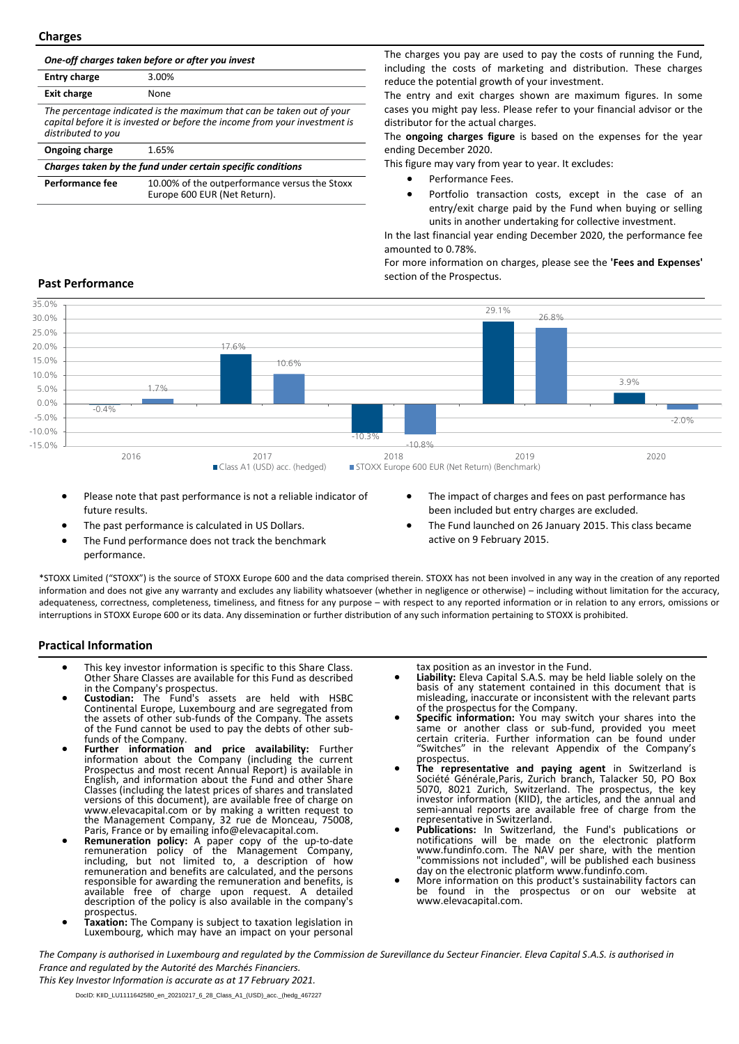## Charges

| | |
|---|---|
| ***One-off charges taken before or after you invest*** | |
| **Entry charge** | 3.00% |
| **Exit charge** | None |
| *The percentage indicated is the maximum that can be taken out of your capital before it is invested or before the income from your investment is distributed to you* | |
| **Ongoing charge** | 1.65% |
| ***Charges taken by the fund under certain specific conditions*** | |
| **Performance fee** | 10.00% of the outperformance versus the Stoxx Europe 600 EUR (Net Return). |

The charges you pay are used to pay the costs of running the Fund, including the costs of marketing and distribution. These charges reduce the potential growth of your investment.

The entry and exit charges shown are maximum figures. In some cases you might pay less. Please refer to your financial advisor or the distributor for the actual charges.

The **ongoing charges figure** is based on the expenses for the year ending December 2020.

This figure may vary from year to year. It excludes:

- Performance Fees.
- Portfolio transaction costs, except in the case of an entry/exit charge paid by the Fund when buying or selling units in another undertaking for collective investment.

In the last financial year ending December 2020, the performance fee amounted to 0.78%.

For more information on charges, please see the **'Fees and Expenses'** section of the Prospectus.

## Past Performance

35.0%
30.0%
25.0%
20.0%
15.0%
10.0%
5.0%
0.0%
-5.0%
-10.0%
-15.0%

-0.4%
1.7%
17.6%
10.6%
-10.3%
-10.8%
29.1%
26.8%
3.9%
-2.0%

2016
2017
2018
2019
2020

Class A1 (USD) acc. (hedged)
STOXX Europe 600 EUR (Net Return) (Benchmark)

- Please note that past performance is not a reliable indicator of future results.
- The past performance is calculated in US Dollars.
- The Fund performance does not track the benchmark performance.
- The impact of charges and fees on past performance has been included but entry charges are excluded.
- The Fund launched on 26 January 2015. This class became active on 9 February 2015.

*STOXX Limited ("STOXX") is the source of STOXX Europe 600 and the data comprised therein. STOXX has not been involved in any way in the creation of any reported information and does not give any warranty and excludes any liability whatsoever (whether in negligence or otherwise) – including without limitation for the accuracy, adequateness, correctness, completeness, timeliness, and fitness for any purpose – with respect to any reported information or in relation to any errors, omissions or interruptions in STOXX Europe 600 or its data. Any dissemination or further distribution of any such information pertaining to STOXX is prohibited.

## Practical Information

- This key investor information is specific to this Share Class. Other Share Classes are available for this Fund as described in the Company's prospectus.
- **Custodian:** The Fund's assets are held with HSBC Continental Europe, Luxembourg and are segregated from the assets of other sub-funds of the Company. The assets of the Fund cannot be used to pay the debts of other sub-funds of the Company.
- **Further information and price availability:** Further information about the Company (including the current Prospectus and most recent Annual Report) is available in English, and information about the Fund and other Share Classes (including the latest prices of shares and translated versions of this document), are available free of charge on www.elevacapital.com or by making a written request to the Management Company, 32 rue de Monceau, 75008, Paris, France or by emailing info@elevacapital.com.
- **Remuneration policy:** A paper copy of the up-to-date remuneration policy of the Management Company, including, but not limited to, a description of how remuneration and benefits are calculated, and the persons responsible for awarding the remuneration and benefits, is available free of charge upon request. A detailed description of the policy is also available in the company's prospectus.
- **Taxation:** The Company is subject to taxation legislation in Luxembourg, which may have an impact on your personal tax position as an investor in the Fund.
- **Liability:** Eleva Capital S.A.S. may be held liable solely on the basis of any statement contained in this document that is misleading, inaccurate or inconsistent with the relevant parts of the prospectus for the Company.
- **Specific information:** You may switch your shares into the same or another class or sub-fund, provided you meet certain criteria. Further information can be found under "Switches" in the relevant Appendix of the Company's prospectus.
- **The representative and paying agent** in Switzerland is Société Générale,Paris, Zurich branch, Talacker 50, PO Box 5070, 8021 Zurich, Switzerland. The prospectus, the key investor information (KIID), the articles, and the annual and semi-annual reports are available free of charge from the representative in Switzerland.
- **Publications:** In Switzerland, the Fund's publications or notifications will be made on the electronic platform www.fundinfo.com. The NAV per share, with the mention "commissions not included", will be published each business day on the electronic platform www.fundinfo.com.
- More information on this product's sustainability factors can be found in the prospectus or on our website at www.elevacapital.com.

*The Company is authorised in Luxembourg and regulated by the Commission de Surevillance du Secteur Financier. Eleva Capital S.A.S. is authorised in France and regulated by the Autorité des Marchés Financiers.*

*This Key Investor Information is accurate as at 17 February 2021.*

DocID: KIID_LU1111642580_en_20210217_6_28_Class_A1_(USD)_acc._(hedg_467227